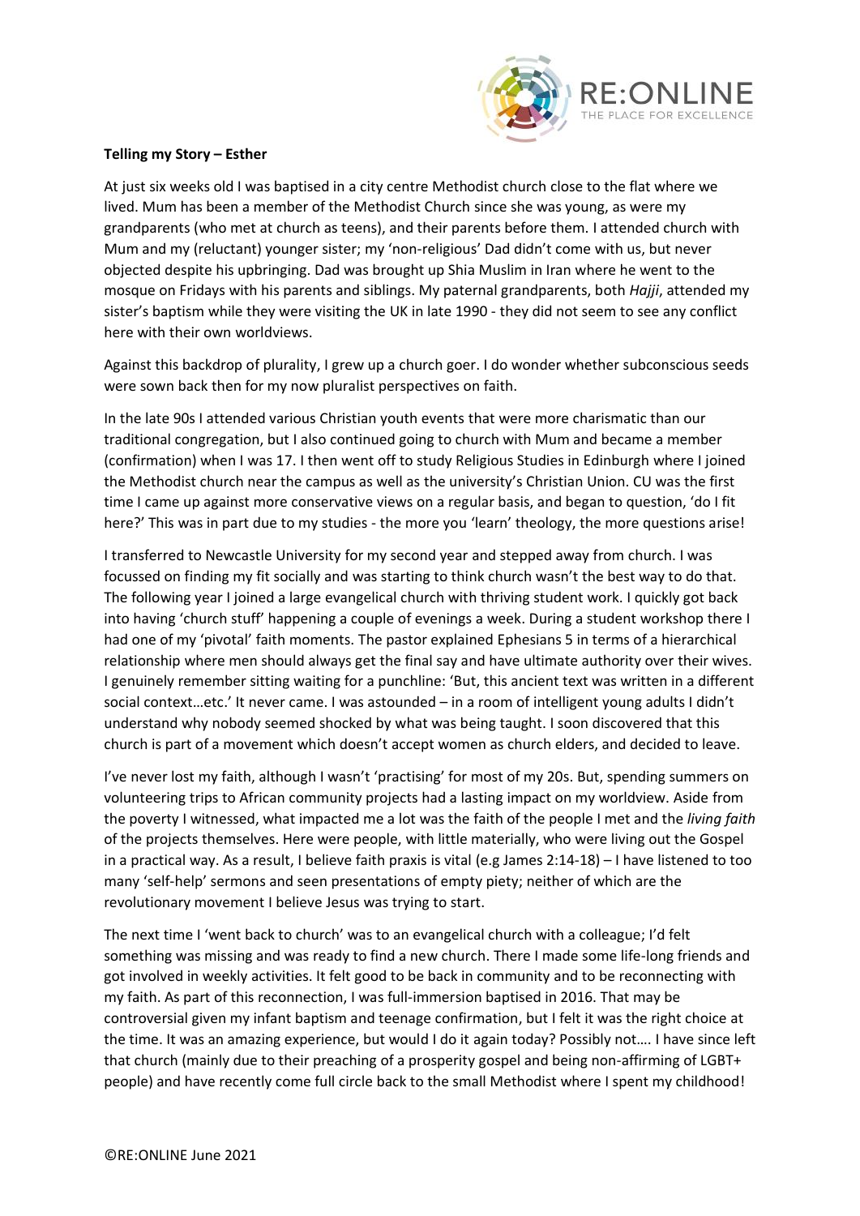**Telling my Story – Esther**

At just six weeks old I was baptised in a city centre Methodist church close to the flat where we lived. Mum has been a member of the Methodist Church since she was young, as were my grandparents (who met at church as teens), and their parents before them. I attended church with Mum and my (reluctant) younger sister; my 'non-religious' Dad didn't come with us, but never objected despite his upbringing. Dad was brought up Shia Muslim in Iran where he went to the mosque on Fridays with his parents and siblings. My paternal grandparents, both *Hajji*, attended my sister's baptism while they were visiting the UK in late 1990 - they did not seem to see any conflict here with their own worldviews.

Against this backdrop of plurality, I grew up a church goer. I do wonder whether subconscious seeds were sown back then for my now pluralist perspectives on faith.

In the late 90s I attended various Christian youth events that were more charismatic than our traditional congregation, but I also continued going to church with Mum and became a member (confirmation) when I was 17. I then went off to study Religious Studies in Edinburgh where I joined the Methodist church near the campus as well as the university's Christian Union. CU was the first time I came up against more conservative views on a regular basis, and began to question, 'do I fit here?' This was in part due to my studies - the more you 'learn' theology, the more questions arise!

I transferred to Newcastle University for my second year and stepped away from church. I was focussed on finding my fit socially and was starting to think church wasn't the best way to do that. The following year I joined a large evangelical church with thriving student work. I quickly got back into having 'church stuff' happening a couple of evenings a week. During a student workshop there I had one of my 'pivotal' faith moments. The pastor explained Ephesians 5 in terms of a hierarchical relationship where men should always get the final say and have ultimate authority over their wives. I genuinely remember sitting waiting for a punchline: 'But, this ancient text was written in a different social context…etc.' It never came. I was astounded – in a room of intelligent young adults I didn't understand why nobody seemed shocked by what was being taught. I soon discovered that this church is part of a movement which doesn't accept women as church elders, and decided to leave.

I've never lost my faith, although I wasn't 'practising' for most of my 20s. But, spending summers on volunteering trips to African community projects had a lasting impact on my worldview. Aside from the poverty I witnessed, what impacted me a lot was the faith of the people I met and the *living faith* of the projects themselves. Here were people, with little materially, who were living out the Gospel in a practical way. As a result, I believe faith praxis is vital (e.g James 2:14-18) – I have listened to too many 'self-help' sermons and seen presentations of empty piety; neither of which are the revolutionary movement I believe Jesus was trying to start.

The next time I 'went back to church' was to an evangelical church with a colleague; I'd felt something was missing and was ready to find a new church. There I made some life-long friends and got involved in weekly activities. It felt good to be back in community and to be reconnecting with my faith. As part of this reconnection, I was full-immersion baptised in 2016. That may be controversial given my infant baptism and teenage confirmation, but I felt it was the right choice at the time. It was an amazing experience, but would I do it again today? Possibly not…. I have since left that church (mainly due to their preaching of a prosperity gospel and being non-affirming of LGBT+ people) and have recently come full circle back to the small Methodist where I spent my childhood!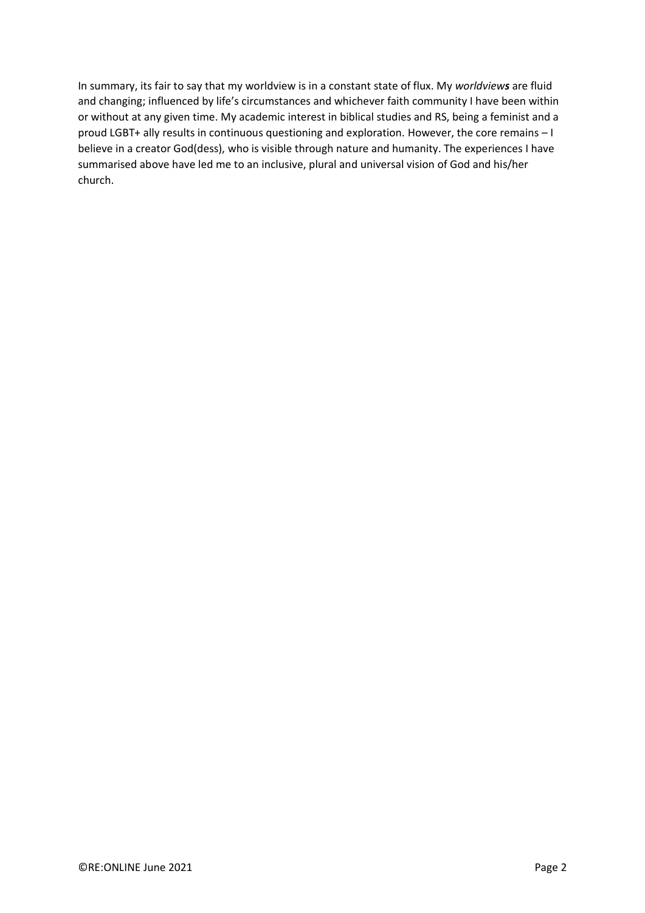In summary, its fair to say that my worldview is in a constant state of flux. My *worldview**s*** are fluid and changing; influenced by life's circumstances and whichever faith community I have been within or without at any given time. My academic interest in biblical studies and RS, being a feminist and a proud LGBT+ ally results in continuous questioning and exploration. However, the core remains – I believe in a creator God(dess), who is visible through nature and humanity. The experiences I have summarised above have led me to an inclusive, plural and universal vision of God and his/her church.